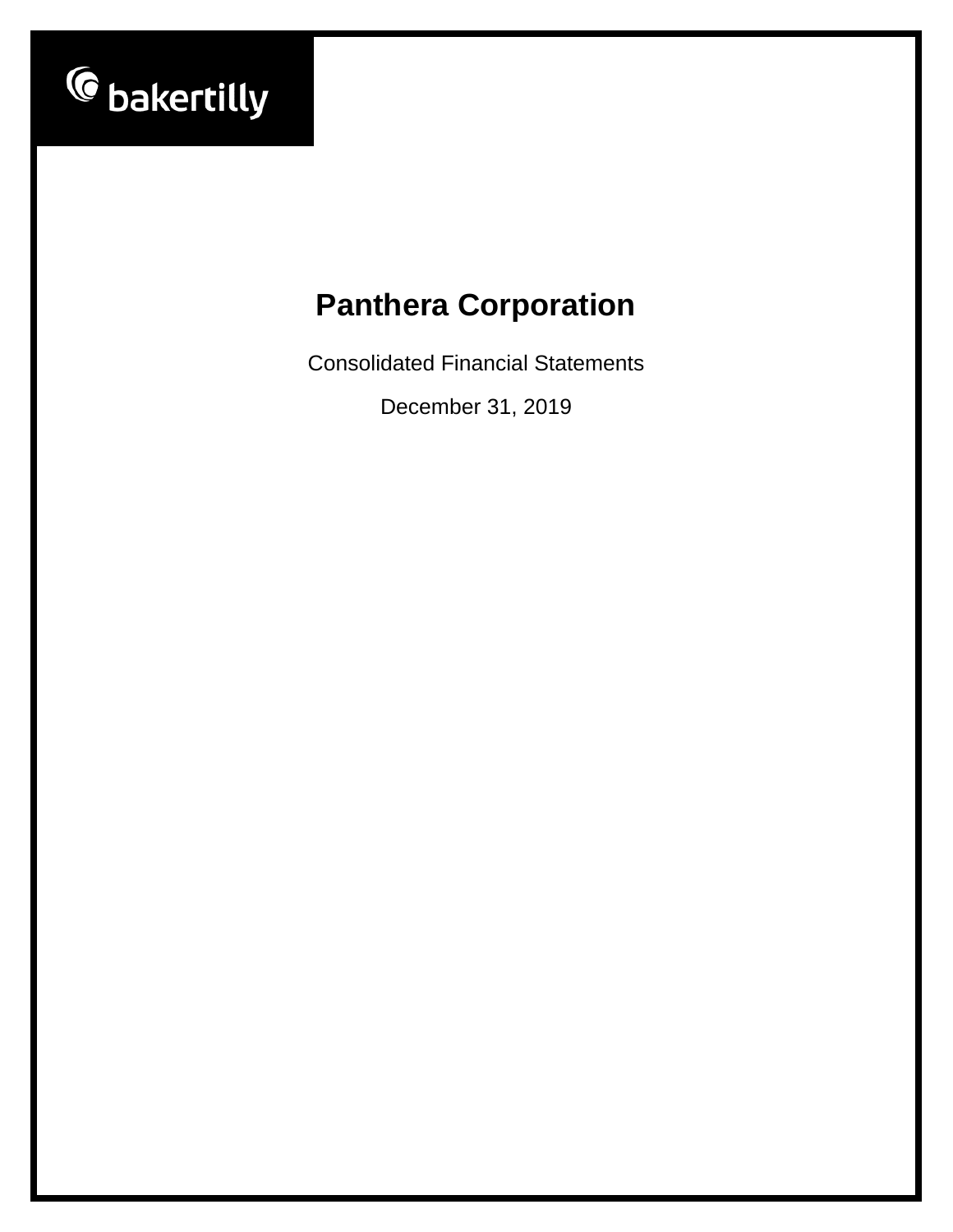bakertilly

# Panthera Corporation

Consolidated Financial Statements

December 31, 2019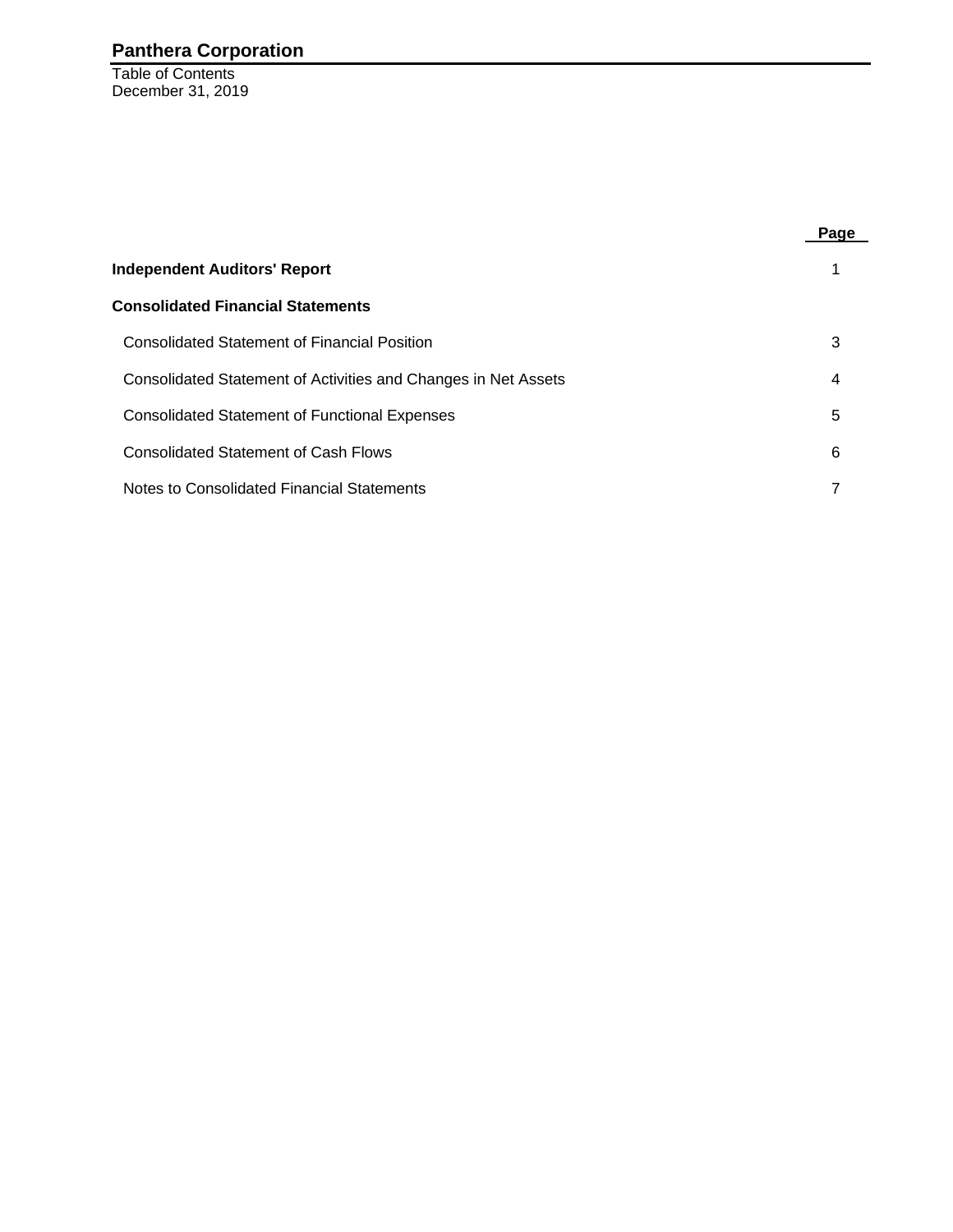# Panthera Corporation

Table of Contents
December 31, 2019

| | Page |
|---|---|
| **Independent Auditors' Report** | 1 |
| **Consolidated Financial Statements** | |
| Consolidated Statement of Financial Position | 3 |
| Consolidated Statement of Activities and Changes in Net Assets | 4 |
| Consolidated Statement of Functional Expenses | 5 |
| Consolidated Statement of Cash Flows | 6 |
| Notes to Consolidated Financial Statements | 7 |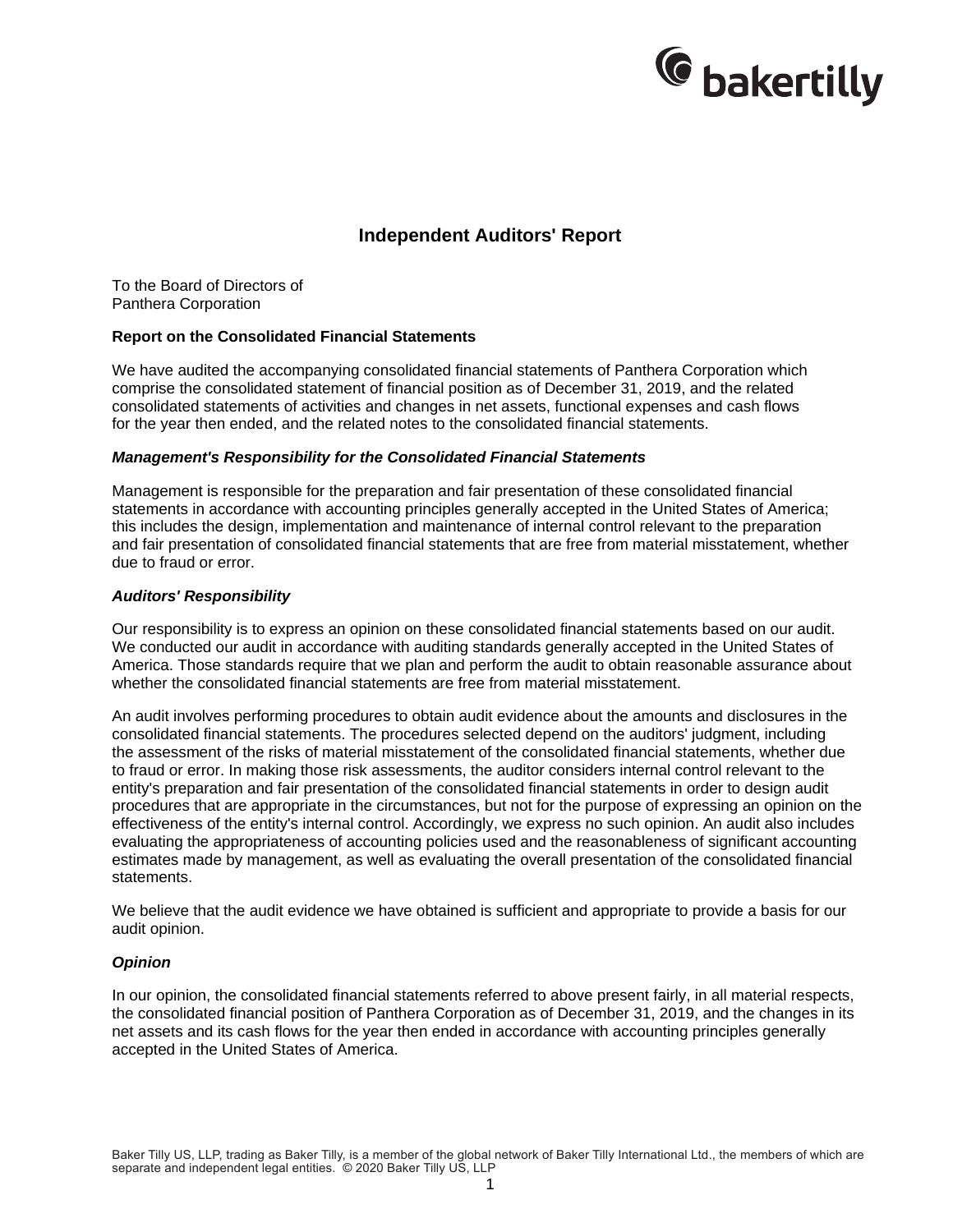# Independent Auditors' Report

To the Board of Directors of
Panthera Corporation

**Report on the Consolidated Financial Statements**

We have audited the accompanying consolidated financial statements of Panthera Corporation which comprise the consolidated statement of financial position as of December 31, 2019, and the related consolidated statements of activities and changes in net assets, functional expenses and cash flows for the year then ended, and the related notes to the consolidated financial statements.

***Management's Responsibility for the Consolidated Financial Statements***

Management is responsible for the preparation and fair presentation of these consolidated financial statements in accordance with accounting principles generally accepted in the United States of America; this includes the design, implementation and maintenance of internal control relevant to the preparation and fair presentation of consolidated financial statements that are free from material misstatement, whether due to fraud or error.

***Auditors' Responsibility***

Our responsibility is to express an opinion on these consolidated financial statements based on our audit. We conducted our audit in accordance with auditing standards generally accepted in the United States of America. Those standards require that we plan and perform the audit to obtain reasonable assurance about whether the consolidated financial statements are free from material misstatement.

An audit involves performing procedures to obtain audit evidence about the amounts and disclosures in the consolidated financial statements. The procedures selected depend on the auditors' judgment, including the assessment of the risks of material misstatement of the consolidated financial statements, whether due to fraud or error. In making those risk assessments, the auditor considers internal control relevant to the entity's preparation and fair presentation of the consolidated financial statements in order to design audit procedures that are appropriate in the circumstances, but not for the purpose of expressing an opinion on the effectiveness of the entity's internal control. Accordingly, we express no such opinion. An audit also includes evaluating the appropriateness of accounting policies used and the reasonableness of significant accounting estimates made by management, as well as evaluating the overall presentation of the consolidated financial statements.

We believe that the audit evidence we have obtained is sufficient and appropriate to provide a basis for our audit opinion.

***Opinion***

In our opinion, the consolidated financial statements referred to above present fairly, in all material respects, the consolidated financial position of Panthera Corporation as of December 31, 2019, and the changes in its net assets and its cash flows for the year then ended in accordance with accounting principles generally accepted in the United States of America.

Baker Tilly US, LLP, trading as Baker Tilly, is a member of the global network of Baker Tilly International Ltd., the members of which are separate and independent legal entities. © 2020 Baker Tilly US, LLP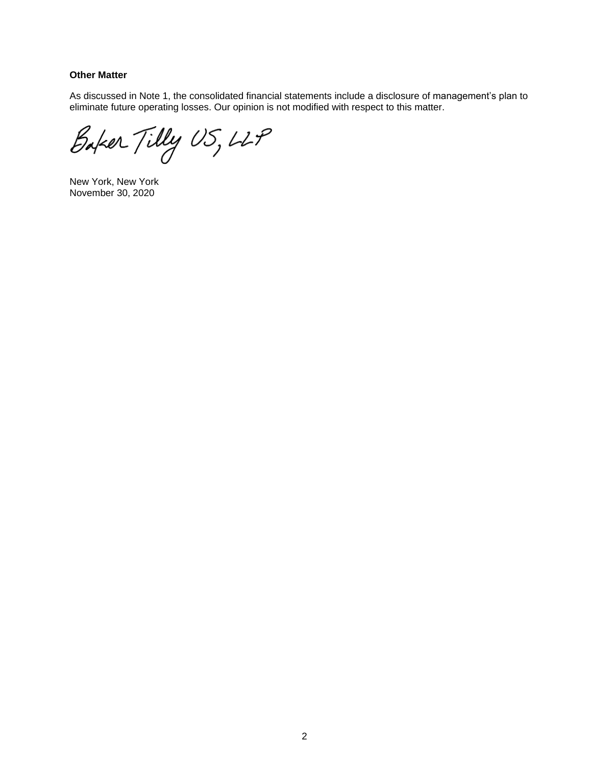**Other Matter**

As discussed in Note 1, the consolidated financial statements include a disclosure of management's plan to eliminate future operating losses. Our opinion is not modified with respect to this matter.

Baker Tilly US, LLP

New York, New York
November 30, 2020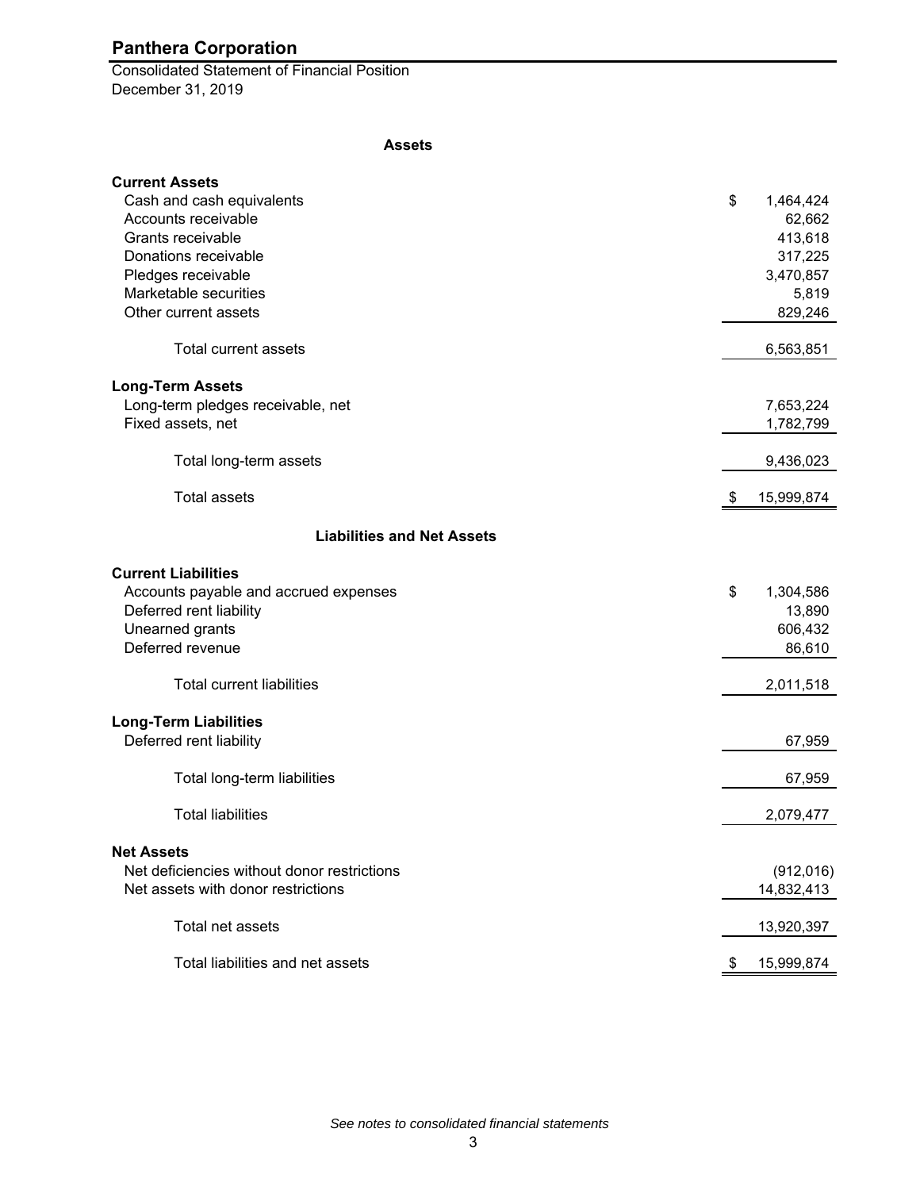# Panthera Corporation

Consolidated Statement of Financial Position
December 31, 2019

### Assets

| | |
|---|---|
| **Current Assets** | |
| Cash and cash equivalents | $ 1,464,424 |
| Accounts receivable | 62,662 |
| Grants receivable | 413,618 |
| Donations receivable | 317,225 |
| Pledges receivable | 3,470,857 |
| Marketable securities | 5,819 |
| Other current assets | 829,246 |
| Total current assets | 6,563,851 |
| **Long-Term Assets** | |
| Long-term pledges receivable, net | 7,653,224 |
| Fixed assets, net | 1,782,799 |
| Total long-term assets | 9,436,023 |
| Total assets | $ 15,999,874 |

### Liabilities and Net Assets

| | |
|---|---|
| **Current Liabilities** | |
| Accounts payable and accrued expenses | $ 1,304,586 |
| Deferred rent liability | 13,890 |
| Unearned grants | 606,432 |
| Deferred revenue | 86,610 |
| Total current liabilities | 2,011,518 |
| **Long-Term Liabilities** | |
| Deferred rent liability | 67,959 |
| Total long-term liabilities | 67,959 |
| Total liabilities | 2,079,477 |
| **Net Assets** | |
| Net deficiencies without donor restrictions | (912,016) |
| Net assets with donor restrictions | 14,832,413 |
| Total net assets | 13,920,397 |
| Total liabilities and net assets | $ 15,999,874 |

*See notes to consolidated financial statements*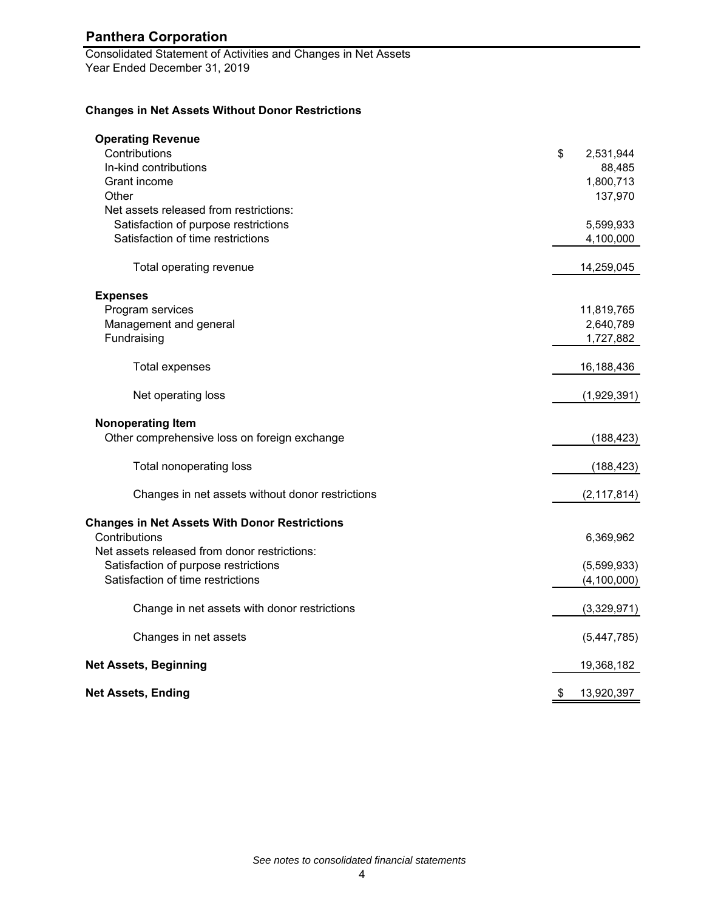# Panthera Corporation

Consolidated Statement of Activities and Changes in Net Assets
Year Ended December 31, 2019

## Changes in Net Assets Without Donor Restrictions

| | |
|---|---|
| **Operating Revenue** | |
| Contributions | $ 2,531,944 |
| In-kind contributions | 88,485 |
| Grant income | 1,800,713 |
| Other | 137,970 |
| Net assets released from restrictions: | |
| Satisfaction of purpose restrictions | 5,599,933 |
| Satisfaction of time restrictions | 4,100,000 |
| Total operating revenue | 14,259,045 |
| **Expenses** | |
| Program services | 11,819,765 |
| Management and general | 2,640,789 |
| Fundraising | 1,727,882 |
| Total expenses | 16,188,436 |
| Net operating loss | (1,929,391) |
| **Nonoperating Item** | |
| Other comprehensive loss on foreign exchange | (188,423) |
| Total nonoperating loss | (188,423) |
| Changes in net assets without donor restrictions | (2,117,814) |
| **Changes in Net Assets With Donor Restrictions** | |
| Contributions | 6,369,962 |
| Net assets released from donor restrictions: | |
| Satisfaction of purpose restrictions | (5,599,933) |
| Satisfaction of time restrictions | (4,100,000) |
| Change in net assets with donor restrictions | (3,329,971) |
| Changes in net assets | (5,447,785) |
| **Net Assets, Beginning** | 19,368,182 |
| **Net Assets, Ending** | $ 13,920,397 |

*See notes to consolidated financial statements*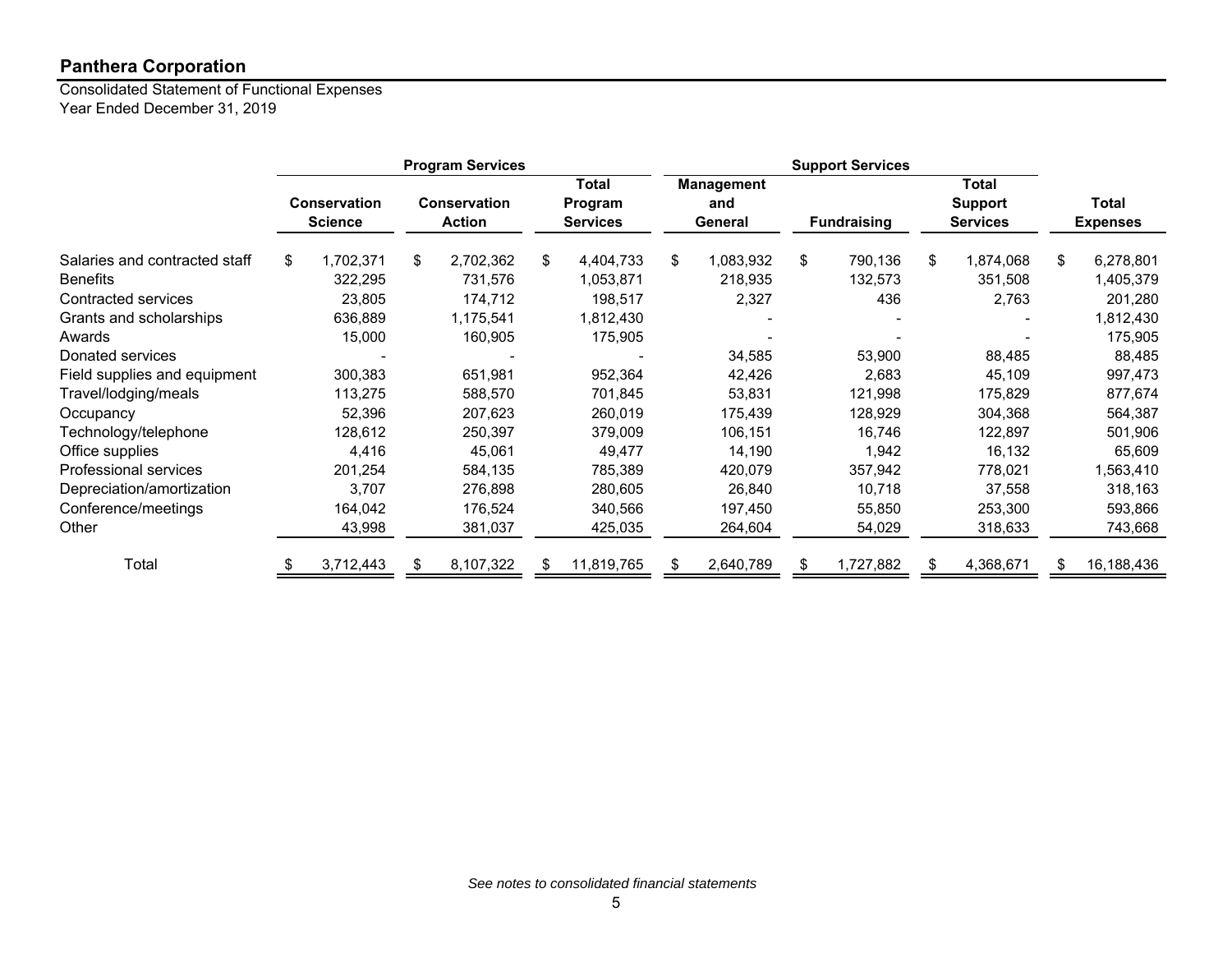## Panthera Corporation

Consolidated Statement of Functional Expenses
Year Ended December 31, 2019

| | Program Services | | | Support Services | | | |
|---|---|---|---|---|---|---|---|
| | Conservation Science | Conservation Action | Total Program Services | Management and General | Fundraising | Total Support Services | Total Expenses |
| Salaries and contracted staff | $ 1,702,371 | $ 2,702,362 | $ 4,404,733 | $ 1,083,932 | $ 790,136 | $ 1,874,068 | $ 6,278,801 |
| Benefits | 322,295 | 731,576 | 1,053,871 | 218,935 | 132,573 | 351,508 | 1,405,379 |
| Contracted services | 23,805 | 174,712 | 198,517 | 2,327 | 436 | 2,763 | 201,280 |
| Grants and scholarships | 636,889 | 1,175,541 | 1,812,430 | - | - | - | 1,812,430 |
| Awards | 15,000 | 160,905 | 175,905 | - | - | - | 175,905 |
| Donated services | - | - | - | 34,585 | 53,900 | 88,485 | 88,485 |
| Field supplies and equipment | 300,383 | 651,981 | 952,364 | 42,426 | 2,683 | 45,109 | 997,473 |
| Travel/lodging/meals | 113,275 | 588,570 | 701,845 | 53,831 | 121,998 | 175,829 | 877,674 |
| Occupancy | 52,396 | 207,623 | 260,019 | 175,439 | 128,929 | 304,368 | 564,387 |
| Technology/telephone | 128,612 | 250,397 | 379,009 | 106,151 | 16,746 | 122,897 | 501,906 |
| Office supplies | 4,416 | 45,061 | 49,477 | 14,190 | 1,942 | 16,132 | 65,609 |
| Professional services | 201,254 | 584,135 | 785,389 | 420,079 | 357,942 | 778,021 | 1,563,410 |
| Depreciation/amortization | 3,707 | 276,898 | 280,605 | 26,840 | 10,718 | 37,558 | 318,163 |
| Conference/meetings | 164,042 | 176,524 | 340,566 | 197,450 | 55,850 | 253,300 | 593,866 |
| Other | 43,998 | 381,037 | 425,035 | 264,604 | 54,029 | 318,633 | 743,668 |
| Total | $ 3,712,443 | $ 8,107,322 | $ 11,819,765 | $ 2,640,789 | $ 1,727,882 | $ 4,368,671 | $ 16,188,436 |

*See notes to consolidated financial statements*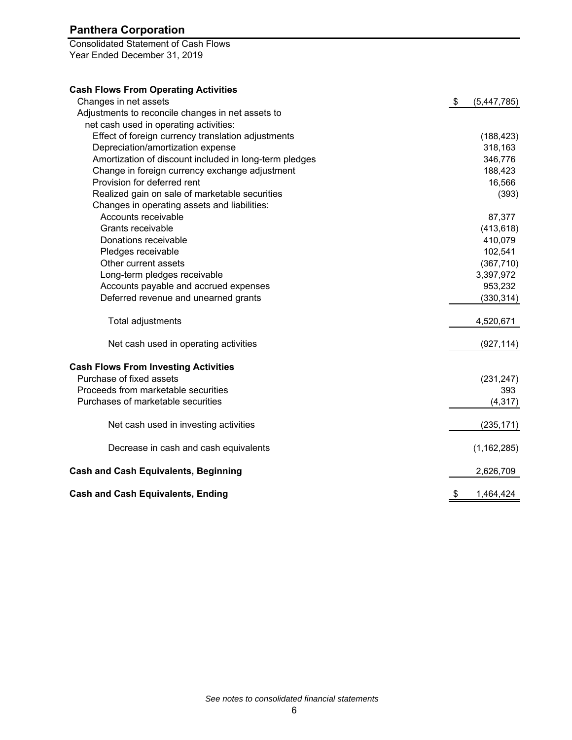# Panthera Corporation

Consolidated Statement of Cash Flows
Year Ended December 31, 2019

| | |
|---|---|
| **Cash Flows From Operating Activities** | |
| Changes in net assets | $ (5,447,785) |
| Adjustments to reconcile changes in net assets to net cash used in operating activities: | |
| Effect of foreign currency translation adjustments | (188,423) |
| Depreciation/amortization expense | 318,163 |
| Amortization of discount included in long-term pledges | 346,776 |
| Change in foreign currency exchange adjustment | 188,423 |
| Provision for deferred rent | 16,566 |
| Realized gain on sale of marketable securities | (393) |
| Changes in operating assets and liabilities: | |
| Accounts receivable | 87,377 |
| Grants receivable | (413,618) |
| Donations receivable | 410,079 |
| Pledges receivable | 102,541 |
| Other current assets | (367,710) |
| Long-term pledges receivable | 3,397,972 |
| Accounts payable and accrued expenses | 953,232 |
| Deferred revenue and unearned grants | (330,314) |
| Total adjustments | 4,520,671 |
| Net cash used in operating activities | (927,114) |
| **Cash Flows From Investing Activities** | |
| Purchase of fixed assets | (231,247) |
| Proceeds from marketable securities | 393 |
| Purchases of marketable securities | (4,317) |
| Net cash used in investing activities | (235,171) |
| Decrease in cash and cash equivalents | (1,162,285) |
| **Cash and Cash Equivalents, Beginning** | 2,626,709 |
| **Cash and Cash Equivalents, Ending** | $ 1,464,424 |

*See notes to consolidated financial statements*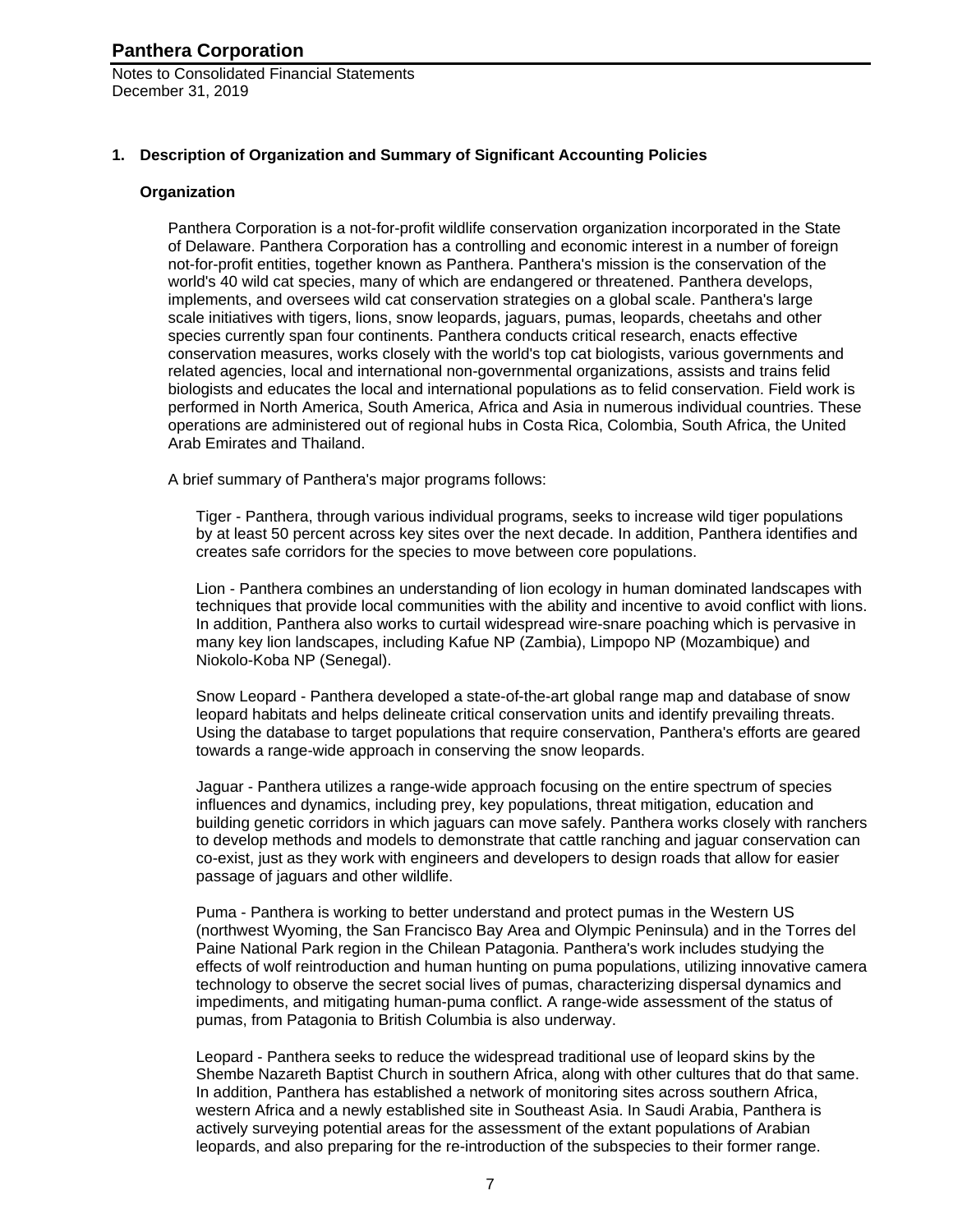## 1. Description of Organization and Summary of Significant Accounting Policies

### Organization

Panthera Corporation is a not-for-profit wildlife conservation organization incorporated in the State of Delaware. Panthera Corporation has a controlling and economic interest in a number of foreign not-for-profit entities, together known as Panthera. Panthera's mission is the conservation of the world's 40 wild cat species, many of which are endangered or threatened. Panthera develops, implements, and oversees wild cat conservation strategies on a global scale. Panthera's large scale initiatives with tigers, lions, snow leopards, jaguars, pumas, leopards, cheetahs and other species currently span four continents. Panthera conducts critical research, enacts effective conservation measures, works closely with the world's top cat biologists, various governments and related agencies, local and international non-governmental organizations, assists and trains felid biologists and educates the local and international populations as to felid conservation. Field work is performed in North America, South America, Africa and Asia in numerous individual countries. These operations are administered out of regional hubs in Costa Rica, Colombia, South Africa, the United Arab Emirates and Thailand.

A brief summary of Panthera's major programs follows:

Tiger - Panthera, through various individual programs, seeks to increase wild tiger populations by at least 50 percent across key sites over the next decade. In addition, Panthera identifies and creates safe corridors for the species to move between core populations.

Lion - Panthera combines an understanding of lion ecology in human dominated landscapes with techniques that provide local communities with the ability and incentive to avoid conflict with lions. In addition, Panthera also works to curtail widespread wire-snare poaching which is pervasive in many key lion landscapes, including Kafue NP (Zambia), Limpopo NP (Mozambique) and Niokolo-Koba NP (Senegal).

Snow Leopard - Panthera developed a state-of-the-art global range map and database of snow leopard habitats and helps delineate critical conservation units and identify prevailing threats. Using the database to target populations that require conservation, Panthera's efforts are geared towards a range-wide approach in conserving the snow leopards.

Jaguar - Panthera utilizes a range-wide approach focusing on the entire spectrum of species influences and dynamics, including prey, key populations, threat mitigation, education and building genetic corridors in which jaguars can move safely. Panthera works closely with ranchers to develop methods and models to demonstrate that cattle ranching and jaguar conservation can co-exist, just as they work with engineers and developers to design roads that allow for easier passage of jaguars and other wildlife.

Puma - Panthera is working to better understand and protect pumas in the Western US (northwest Wyoming, the San Francisco Bay Area and Olympic Peninsula) and in the Torres del Paine National Park region in the Chilean Patagonia. Panthera's work includes studying the effects of wolf reintroduction and human hunting on puma populations, utilizing innovative camera technology to observe the secret social lives of pumas, characterizing dispersal dynamics and impediments, and mitigating human-puma conflict. A range-wide assessment of the status of pumas, from Patagonia to British Columbia is also underway.

Leopard - Panthera seeks to reduce the widespread traditional use of leopard skins by the Shembe Nazareth Baptist Church in southern Africa, along with other cultures that do that same. In addition, Panthera has established a network of monitoring sites across southern Africa, western Africa and a newly established site in Southeast Asia. In Saudi Arabia, Panthera is actively surveying potential areas for the assessment of the extant populations of Arabian leopards, and also preparing for the re-introduction of the subspecies to their former range.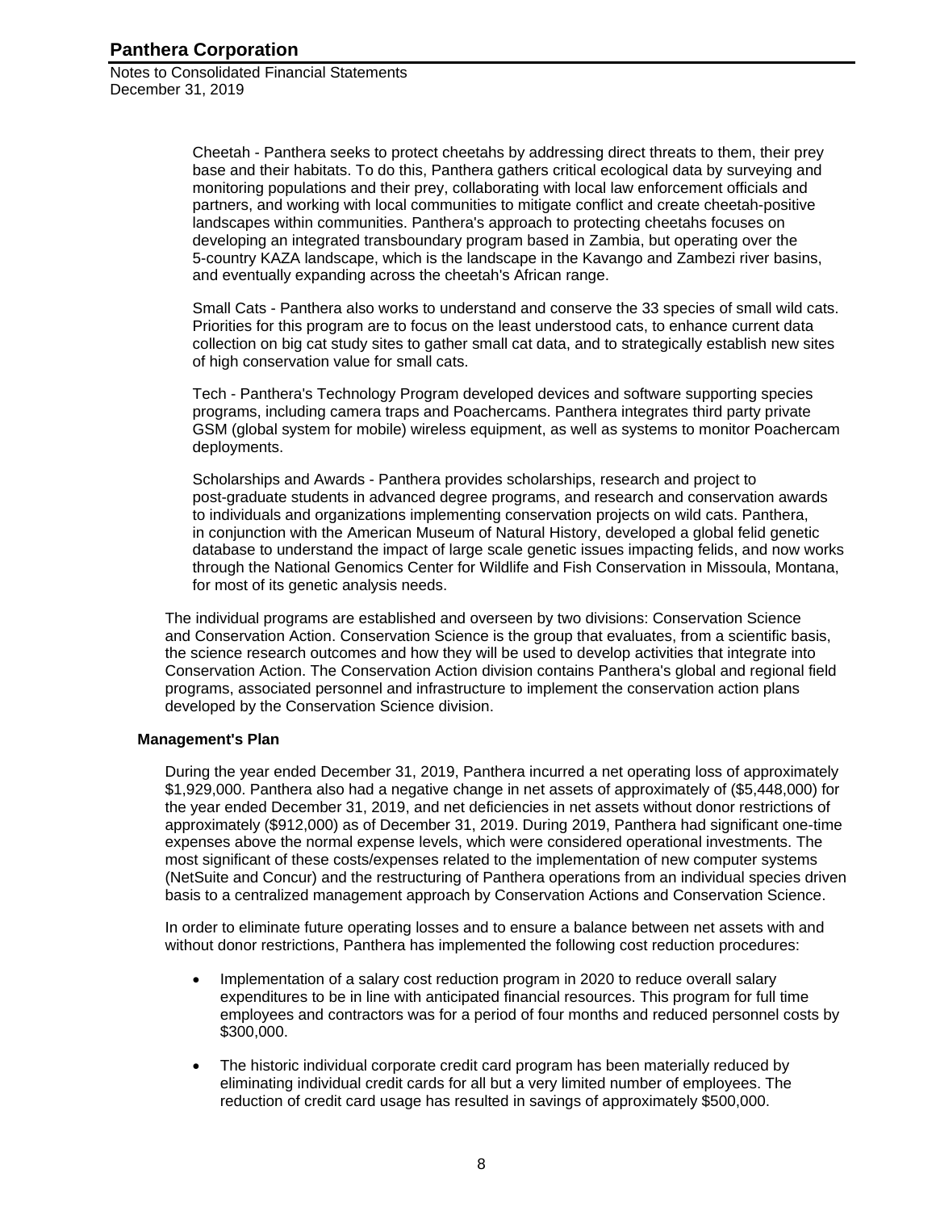Cheetah - Panthera seeks to protect cheetahs by addressing direct threats to them, their prey base and their habitats. To do this, Panthera gathers critical ecological data by surveying and monitoring populations and their prey, collaborating with local law enforcement officials and partners, and working with local communities to mitigate conflict and create cheetah-positive landscapes within communities. Panthera's approach to protecting cheetahs focuses on developing an integrated transboundary program based in Zambia, but operating over the 5-country KAZA landscape, which is the landscape in the Kavango and Zambezi river basins, and eventually expanding across the cheetah's African range.

Small Cats - Panthera also works to understand and conserve the 33 species of small wild cats. Priorities for this program are to focus on the least understood cats, to enhance current data collection on big cat study sites to gather small cat data, and to strategically establish new sites of high conservation value for small cats.

Tech - Panthera's Technology Program developed devices and software supporting species programs, including camera traps and Poachercams. Panthera integrates third party private GSM (global system for mobile) wireless equipment, as well as systems to monitor Poachercam deployments.

Scholarships and Awards - Panthera provides scholarships, research and project to post-graduate students in advanced degree programs, and research and conservation awards to individuals and organizations implementing conservation projects on wild cats. Panthera, in conjunction with the American Museum of Natural History, developed a global felid genetic database to understand the impact of large scale genetic issues impacting felids, and now works through the National Genomics Center for Wildlife and Fish Conservation in Missoula, Montana, for most of its genetic analysis needs.

The individual programs are established and overseen by two divisions: Conservation Science and Conservation Action. Conservation Science is the group that evaluates, from a scientific basis, the science research outcomes and how they will be used to develop activities that integrate into Conservation Action. The Conservation Action division contains Panthera's global and regional field programs, associated personnel and infrastructure to implement the conservation action plans developed by the Conservation Science division.

**Management's Plan**

During the year ended December 31, 2019, Panthera incurred a net operating loss of approximately $1,929,000. Panthera also had a negative change in net assets of approximately of ($5,448,000) for the year ended December 31, 2019, and net deficiencies in net assets without donor restrictions of approximately ($912,000) as of December 31, 2019. During 2019, Panthera had significant one-time expenses above the normal expense levels, which were considered operational investments. The most significant of these costs/expenses related to the implementation of new computer systems (NetSuite and Concur) and the restructuring of Panthera operations from an individual species driven basis to a centralized management approach by Conservation Actions and Conservation Science.

In order to eliminate future operating losses and to ensure a balance between net assets with and without donor restrictions, Panthera has implemented the following cost reduction procedures:

- Implementation of a salary cost reduction program in 2020 to reduce overall salary expenditures to be in line with anticipated financial resources. This program for full time employees and contractors was for a period of four months and reduced personnel costs by $300,000.

- The historic individual corporate credit card program has been materially reduced by eliminating individual credit cards for all but a very limited number of employees. The reduction of credit card usage has resulted in savings of approximately $500,000.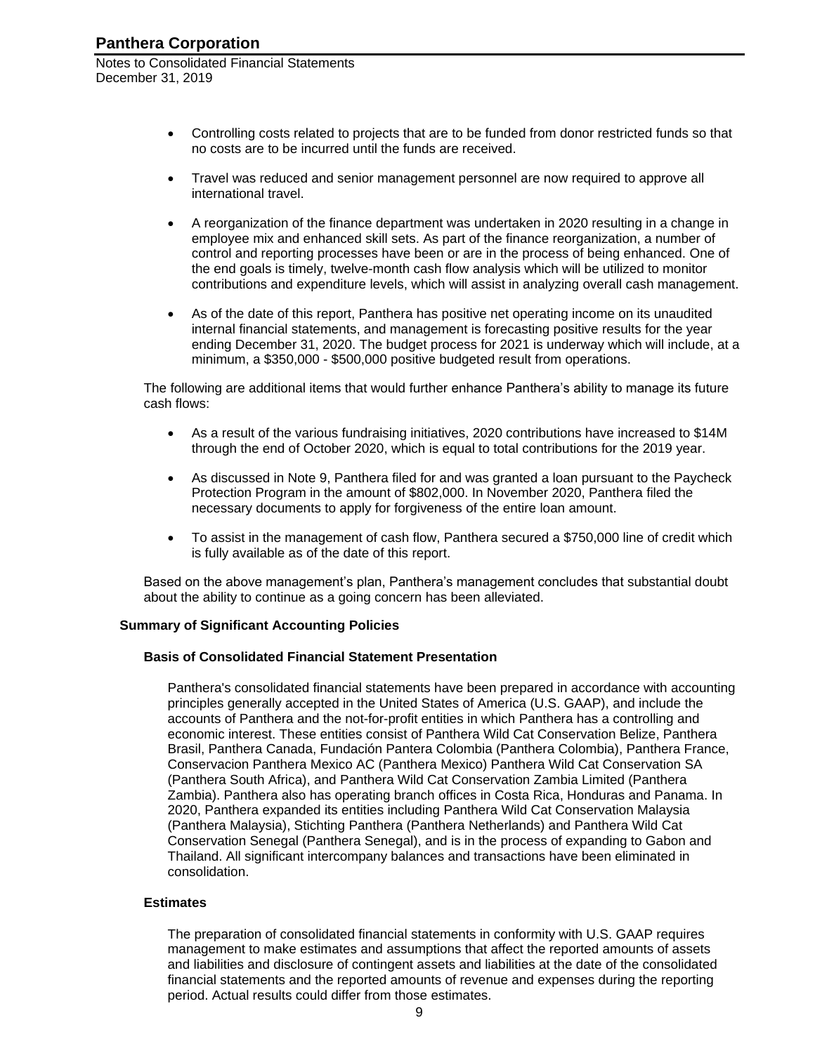- Controlling costs related to projects that are to be funded from donor restricted funds so that no costs are to be incurred until the funds are received.

- Travel was reduced and senior management personnel are now required to approve all international travel.

- A reorganization of the finance department was undertaken in 2020 resulting in a change in employee mix and enhanced skill sets. As part of the finance reorganization, a number of control and reporting processes have been or are in the process of being enhanced. One of the end goals is timely, twelve-month cash flow analysis which will be utilized to monitor contributions and expenditure levels, which will assist in analyzing overall cash management.

- As of the date of this report, Panthera has positive net operating income on its unaudited internal financial statements, and management is forecasting positive results for the year ending December 31, 2020. The budget process for 2021 is underway which will include, at a minimum, a $350,000 - $500,000 positive budgeted result from operations.

The following are additional items that would further enhance Panthera's ability to manage its future cash flows:

- As a result of the various fundraising initiatives, 2020 contributions have increased to $14M through the end of October 2020, which is equal to total contributions for the 2019 year.

- As discussed in Note 9, Panthera filed for and was granted a loan pursuant to the Paycheck Protection Program in the amount of $802,000. In November 2020, Panthera filed the necessary documents to apply for forgiveness of the entire loan amount.

- To assist in the management of cash flow, Panthera secured a $750,000 line of credit which is fully available as of the date of this report.

Based on the above management's plan, Panthera's management concludes that substantial doubt about the ability to continue as a going concern has been alleviated.

## Summary of Significant Accounting Policies

### Basis of Consolidated Financial Statement Presentation

Panthera's consolidated financial statements have been prepared in accordance with accounting principles generally accepted in the United States of America (U.S. GAAP), and include the accounts of Panthera and the not-for-profit entities in which Panthera has a controlling and economic interest. These entities consist of Panthera Wild Cat Conservation Belize, Panthera Brasil, Panthera Canada, Fundación Pantera Colombia (Panthera Colombia), Panthera France, Conservacion Panthera Mexico AC (Panthera Mexico) Panthera Wild Cat Conservation SA (Panthera South Africa), and Panthera Wild Cat Conservation Zambia Limited (Panthera Zambia). Panthera also has operating branch offices in Costa Rica, Honduras and Panama. In 2020, Panthera expanded its entities including Panthera Wild Cat Conservation Malaysia (Panthera Malaysia), Stichting Panthera (Panthera Netherlands) and Panthera Wild Cat Conservation Senegal (Panthera Senegal), and is in the process of expanding to Gabon and Thailand. All significant intercompany balances and transactions have been eliminated in consolidation.

### Estimates

The preparation of consolidated financial statements in conformity with U.S. GAAP requires management to make estimates and assumptions that affect the reported amounts of assets and liabilities and disclosure of contingent assets and liabilities at the date of the consolidated financial statements and the reported amounts of revenue and expenses during the reporting period. Actual results could differ from those estimates.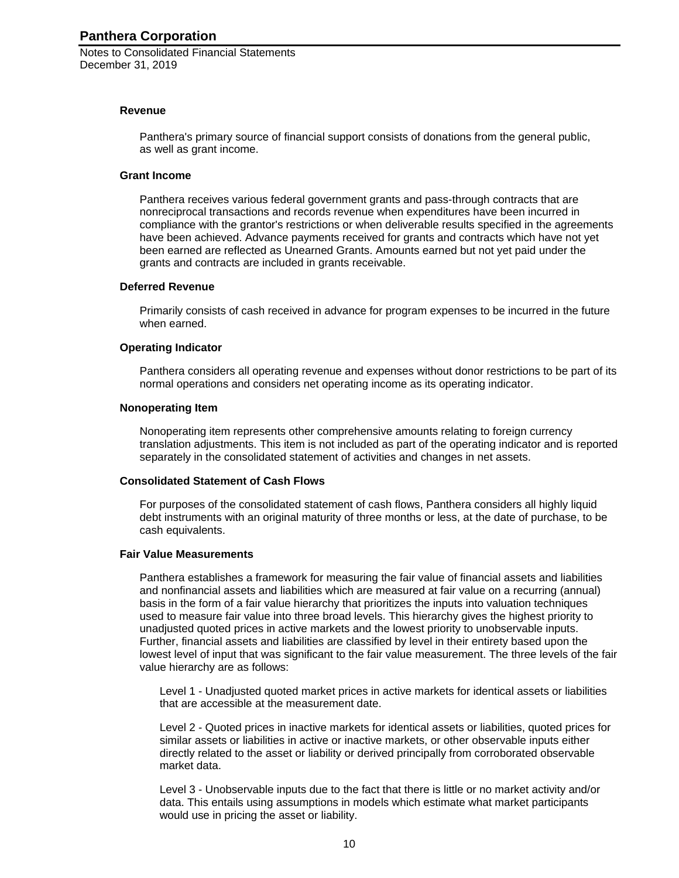**Revenue**

Panthera's primary source of financial support consists of donations from the general public, as well as grant income.

**Grant Income**

Panthera receives various federal government grants and pass-through contracts that are nonreciprocal transactions and records revenue when expenditures have been incurred in compliance with the grantor's restrictions or when deliverable results specified in the agreements have been achieved. Advance payments received for grants and contracts which have not yet been earned are reflected as Unearned Grants. Amounts earned but not yet paid under the grants and contracts are included in grants receivable.

**Deferred Revenue**

Primarily consists of cash received in advance for program expenses to be incurred in the future when earned.

**Operating Indicator**

Panthera considers all operating revenue and expenses without donor restrictions to be part of its normal operations and considers net operating income as its operating indicator.

**Nonoperating Item**

Nonoperating item represents other comprehensive amounts relating to foreign currency translation adjustments. This item is not included as part of the operating indicator and is reported separately in the consolidated statement of activities and changes in net assets.

**Consolidated Statement of Cash Flows**

For purposes of the consolidated statement of cash flows, Panthera considers all highly liquid debt instruments with an original maturity of three months or less, at the date of purchase, to be cash equivalents.

**Fair Value Measurements**

Panthera establishes a framework for measuring the fair value of financial assets and liabilities and nonfinancial assets and liabilities which are measured at fair value on a recurring (annual) basis in the form of a fair value hierarchy that prioritizes the inputs into valuation techniques used to measure fair value into three broad levels. This hierarchy gives the highest priority to unadjusted quoted prices in active markets and the lowest priority to unobservable inputs. Further, financial assets and liabilities are classified by level in their entirety based upon the lowest level of input that was significant to the fair value measurement. The three levels of the fair value hierarchy are as follows:

Level 1 - Unadjusted quoted market prices in active markets for identical assets or liabilities that are accessible at the measurement date.

Level 2 - Quoted prices in inactive markets for identical assets or liabilities, quoted prices for similar assets or liabilities in active or inactive markets, or other observable inputs either directly related to the asset or liability or derived principally from corroborated observable market data.

Level 3 - Unobservable inputs due to the fact that there is little or no market activity and/or data. This entails using assumptions in models which estimate what market participants would use in pricing the asset or liability.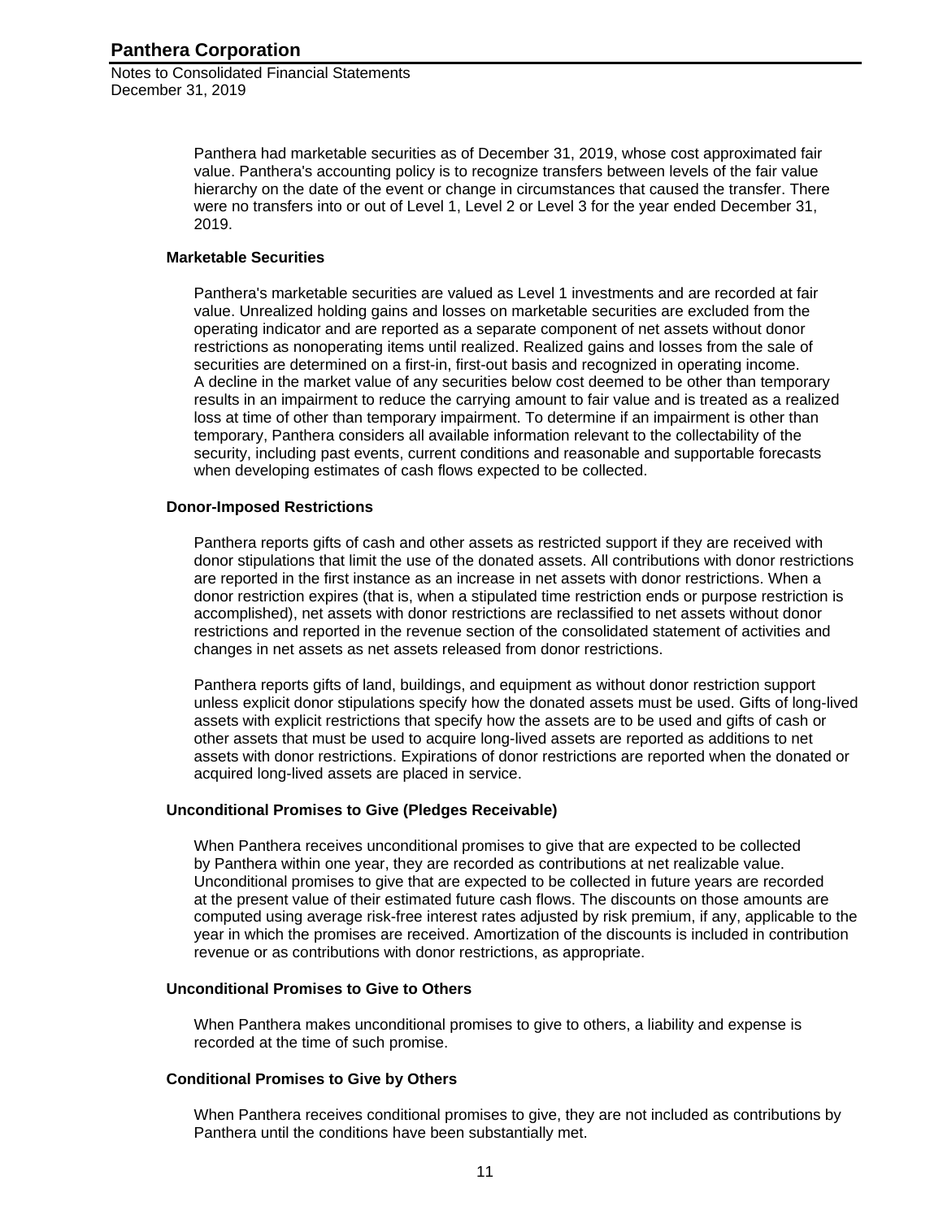Panthera had marketable securities as of December 31, 2019, whose cost approximated fair value. Panthera's accounting policy is to recognize transfers between levels of the fair value hierarchy on the date of the event or change in circumstances that caused the transfer. There were no transfers into or out of Level 1, Level 2 or Level 3 for the year ended December 31, 2019.

**Marketable Securities**

Panthera's marketable securities are valued as Level 1 investments and are recorded at fair value. Unrealized holding gains and losses on marketable securities are excluded from the operating indicator and are reported as a separate component of net assets without donor restrictions as nonoperating items until realized. Realized gains and losses from the sale of securities are determined on a first-in, first-out basis and recognized in operating income. A decline in the market value of any securities below cost deemed to be other than temporary results in an impairment to reduce the carrying amount to fair value and is treated as a realized loss at time of other than temporary impairment. To determine if an impairment is other than temporary, Panthera considers all available information relevant to the collectability of the security, including past events, current conditions and reasonable and supportable forecasts when developing estimates of cash flows expected to be collected.

**Donor-Imposed Restrictions**

Panthera reports gifts of cash and other assets as restricted support if they are received with donor stipulations that limit the use of the donated assets. All contributions with donor restrictions are reported in the first instance as an increase in net assets with donor restrictions. When a donor restriction expires (that is, when a stipulated time restriction ends or purpose restriction is accomplished), net assets with donor restrictions are reclassified to net assets without donor restrictions and reported in the revenue section of the consolidated statement of activities and changes in net assets as net assets released from donor restrictions.

Panthera reports gifts of land, buildings, and equipment as without donor restriction support unless explicit donor stipulations specify how the donated assets must be used. Gifts of long-lived assets with explicit restrictions that specify how the assets are to be used and gifts of cash or other assets that must be used to acquire long-lived assets are reported as additions to net assets with donor restrictions. Expirations of donor restrictions are reported when the donated or acquired long-lived assets are placed in service.

**Unconditional Promises to Give (Pledges Receivable)**

When Panthera receives unconditional promises to give that are expected to be collected by Panthera within one year, they are recorded as contributions at net realizable value. Unconditional promises to give that are expected to be collected in future years are recorded at the present value of their estimated future cash flows. The discounts on those amounts are computed using average risk-free interest rates adjusted by risk premium, if any, applicable to the year in which the promises are received. Amortization of the discounts is included in contribution revenue or as contributions with donor restrictions, as appropriate.

**Unconditional Promises to Give to Others**

When Panthera makes unconditional promises to give to others, a liability and expense is recorded at the time of such promise.

**Conditional Promises to Give by Others**

When Panthera receives conditional promises to give, they are not included as contributions by Panthera until the conditions have been substantially met.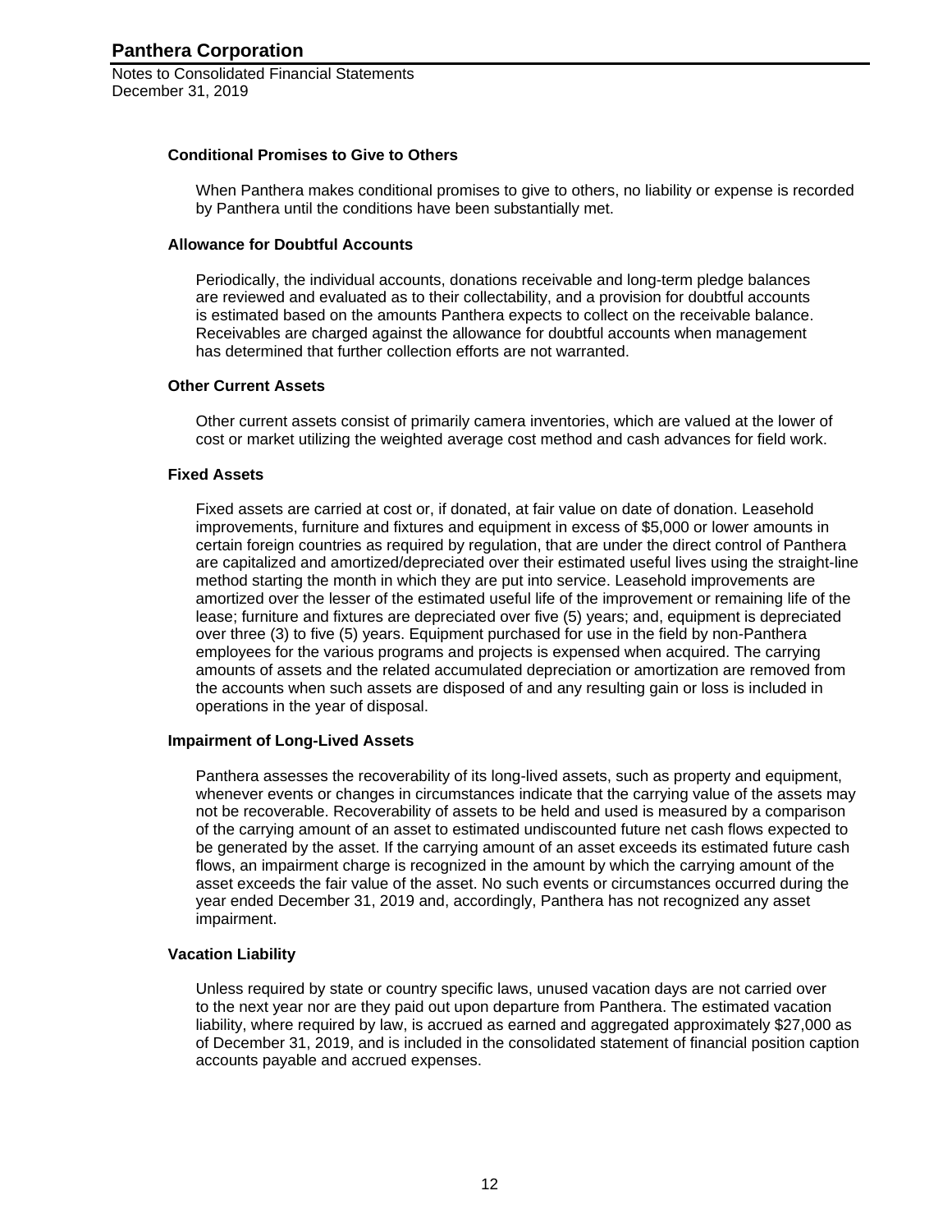### Conditional Promises to Give to Others

When Panthera makes conditional promises to give to others, no liability or expense is recorded by Panthera until the conditions have been substantially met.

### Allowance for Doubtful Accounts

Periodically, the individual accounts, donations receivable and long-term pledge balances are reviewed and evaluated as to their collectability, and a provision for doubtful accounts is estimated based on the amounts Panthera expects to collect on the receivable balance. Receivables are charged against the allowance for doubtful accounts when management has determined that further collection efforts are not warranted.

### Other Current Assets

Other current assets consist of primarily camera inventories, which are valued at the lower of cost or market utilizing the weighted average cost method and cash advances for field work.

### Fixed Assets

Fixed assets are carried at cost or, if donated, at fair value on date of donation. Leasehold improvements, furniture and fixtures and equipment in excess of $5,000 or lower amounts in certain foreign countries as required by regulation, that are under the direct control of Panthera are capitalized and amortized/depreciated over their estimated useful lives using the straight-line method starting the month in which they are put into service. Leasehold improvements are amortized over the lesser of the estimated useful life of the improvement or remaining life of the lease; furniture and fixtures are depreciated over five (5) years; and, equipment is depreciated over three (3) to five (5) years. Equipment purchased for use in the field by non-Panthera employees for the various programs and projects is expensed when acquired. The carrying amounts of assets and the related accumulated depreciation or amortization are removed from the accounts when such assets are disposed of and any resulting gain or loss is included in operations in the year of disposal.

### Impairment of Long-Lived Assets

Panthera assesses the recoverability of its long-lived assets, such as property and equipment, whenever events or changes in circumstances indicate that the carrying value of the assets may not be recoverable. Recoverability of assets to be held and used is measured by a comparison of the carrying amount of an asset to estimated undiscounted future net cash flows expected to be generated by the asset. If the carrying amount of an asset exceeds its estimated future cash flows, an impairment charge is recognized in the amount by which the carrying amount of the asset exceeds the fair value of the asset. No such events or circumstances occurred during the year ended December 31, 2019 and, accordingly, Panthera has not recognized any asset impairment.

### Vacation Liability

Unless required by state or country specific laws, unused vacation days are not carried over to the next year nor are they paid out upon departure from Panthera. The estimated vacation liability, where required by law, is accrued as earned and aggregated approximately $27,000 as of December 31, 2019, and is included in the consolidated statement of financial position caption accounts payable and accrued expenses.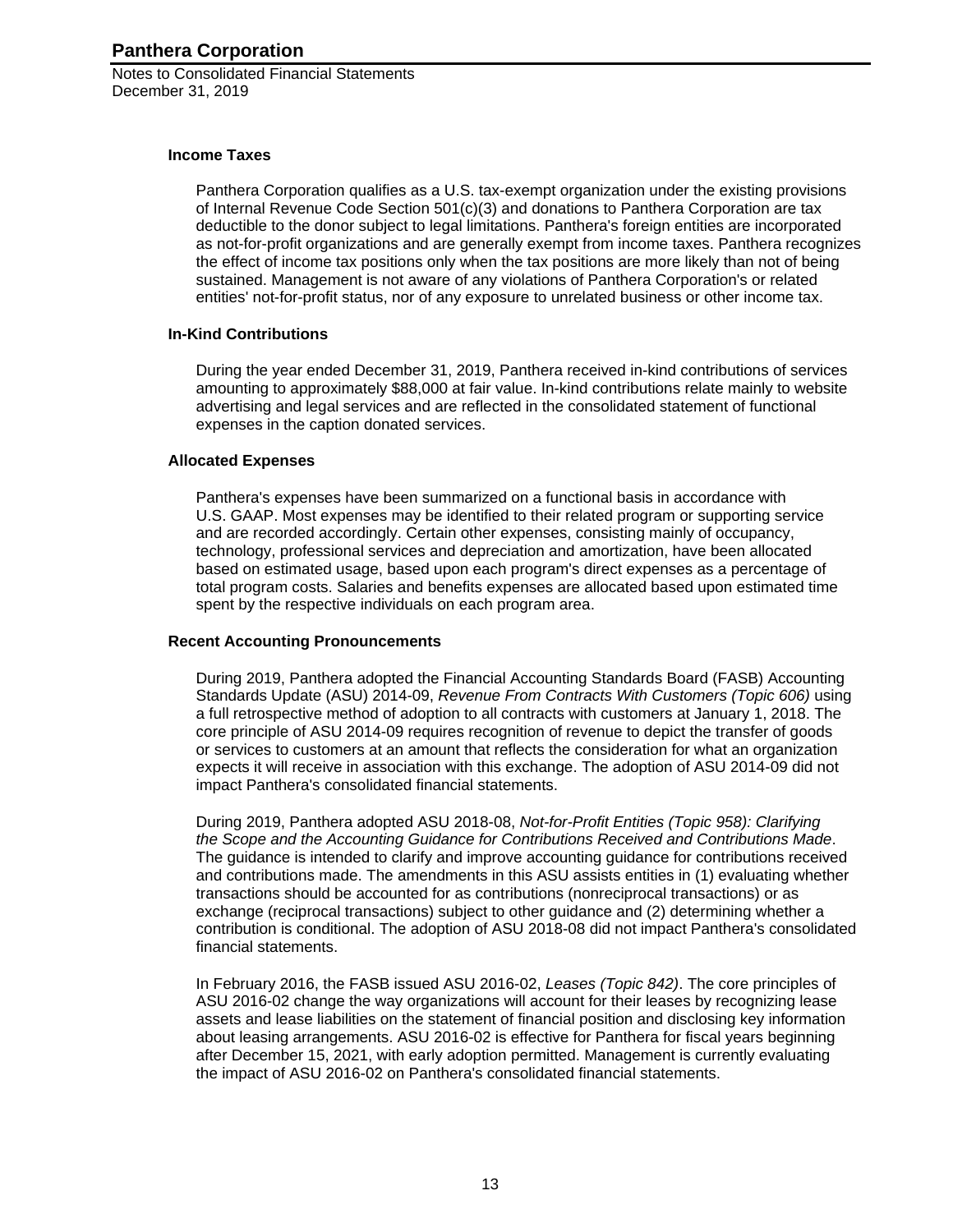### Income Taxes

Panthera Corporation qualifies as a U.S. tax-exempt organization under the existing provisions of Internal Revenue Code Section 501(c)(3) and donations to Panthera Corporation are tax deductible to the donor subject to legal limitations. Panthera's foreign entities are incorporated as not-for-profit organizations and are generally exempt from income taxes. Panthera recognizes the effect of income tax positions only when the tax positions are more likely than not of being sustained. Management is not aware of any violations of Panthera Corporation's or related entities' not-for-profit status, nor of any exposure to unrelated business or other income tax.

### In-Kind Contributions

During the year ended December 31, 2019, Panthera received in-kind contributions of services amounting to approximately $88,000 at fair value. In-kind contributions relate mainly to website advertising and legal services and are reflected in the consolidated statement of functional expenses in the caption donated services.

### Allocated Expenses

Panthera's expenses have been summarized on a functional basis in accordance with U.S. GAAP. Most expenses may be identified to their related program or supporting service and are recorded accordingly. Certain other expenses, consisting mainly of occupancy, technology, professional services and depreciation and amortization, have been allocated based on estimated usage, based upon each program's direct expenses as a percentage of total program costs. Salaries and benefits expenses are allocated based upon estimated time spent by the respective individuals on each program area.

### Recent Accounting Pronouncements

During 2019, Panthera adopted the Financial Accounting Standards Board (FASB) Accounting Standards Update (ASU) 2014-09, *Revenue From Contracts With Customers (Topic 606)* using a full retrospective method of adoption to all contracts with customers at January 1, 2018. The core principle of ASU 2014-09 requires recognition of revenue to depict the transfer of goods or services to customers at an amount that reflects the consideration for what an organization expects it will receive in association with this exchange. The adoption of ASU 2014-09 did not impact Panthera's consolidated financial statements.

During 2019, Panthera adopted ASU 2018-08, *Not-for-Profit Entities (Topic 958): Clarifying the Scope and the Accounting Guidance for Contributions Received and Contributions Made*. The guidance is intended to clarify and improve accounting guidance for contributions received and contributions made. The amendments in this ASU assists entities in (1) evaluating whether transactions should be accounted for as contributions (nonreciprocal transactions) or as exchange (reciprocal transactions) subject to other guidance and (2) determining whether a contribution is conditional. The adoption of ASU 2018-08 did not impact Panthera's consolidated financial statements.

In February 2016, the FASB issued ASU 2016-02, *Leases (Topic 842)*. The core principles of ASU 2016-02 change the way organizations will account for their leases by recognizing lease assets and lease liabilities on the statement of financial position and disclosing key information about leasing arrangements. ASU 2016-02 is effective for Panthera for fiscal years beginning after December 15, 2021, with early adoption permitted. Management is currently evaluating the impact of ASU 2016-02 on Panthera's consolidated financial statements.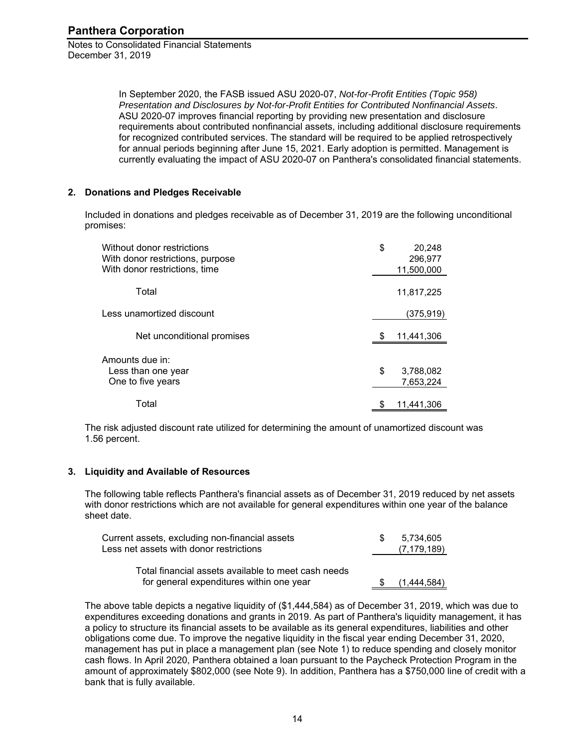In September 2020, the FASB issued ASU 2020-07, *Not-for-Profit Entities (Topic 958) Presentation and Disclosures by Not-for-Profit Entities for Contributed Nonfinancial Assets*. ASU 2020-07 improves financial reporting by providing new presentation and disclosure requirements about contributed nonfinancial assets, including additional disclosure requirements for recognized contributed services. The standard will be required to be applied retrospectively for annual periods beginning after June 15, 2021. Early adoption is permitted. Management is currently evaluating the impact of ASU 2020-07 on Panthera's consolidated financial statements.

## 2. Donations and Pledges Receivable

Included in donations and pledges receivable as of December 31, 2019 are the following unconditional promises:

| | |
|---|---|
| Without donor restrictions | $ 20,248 |
| With donor restrictions, purpose | 296,977 |
| With donor restrictions, time | 11,500,000 |
| Total | 11,817,225 |
| Less unamortized discount | (375,919) |
| Net unconditional promises | $ 11,441,306 |
| Amounts due in: | |
| Less than one year | $ 3,788,082 |
| One to five years | 7,653,224 |
| Total | $ 11,441,306 |

The risk adjusted discount rate utilized for determining the amount of unamortized discount was 1.56 percent.

## 3. Liquidity and Available of Resources

The following table reflects Panthera's financial assets as of December 31, 2019 reduced by net assets with donor restrictions which are not available for general expenditures within one year of the balance sheet date.

| | |
|---|---|
| Current assets, excluding non-financial assets | $ 5,734,605 |
| Less net assets with donor restrictions | (7,179,189) |
| Total financial assets available to meet cash needs for general expenditures within one year | $ (1,444,584) |

The above table depicts a negative liquidity of ($1,444,584) as of December 31, 2019, which was due to expenditures exceeding donations and grants in 2019. As part of Panthera's liquidity management, it has a policy to structure its financial assets to be available as its general expenditures, liabilities and other obligations come due. To improve the negative liquidity in the fiscal year ending December 31, 2020, management has put in place a management plan (see Note 1) to reduce spending and closely monitor cash flows. In April 2020, Panthera obtained a loan pursuant to the Paycheck Protection Program in the amount of approximately $802,000 (see Note 9). In addition, Panthera has a $750,000 line of credit with a bank that is fully available.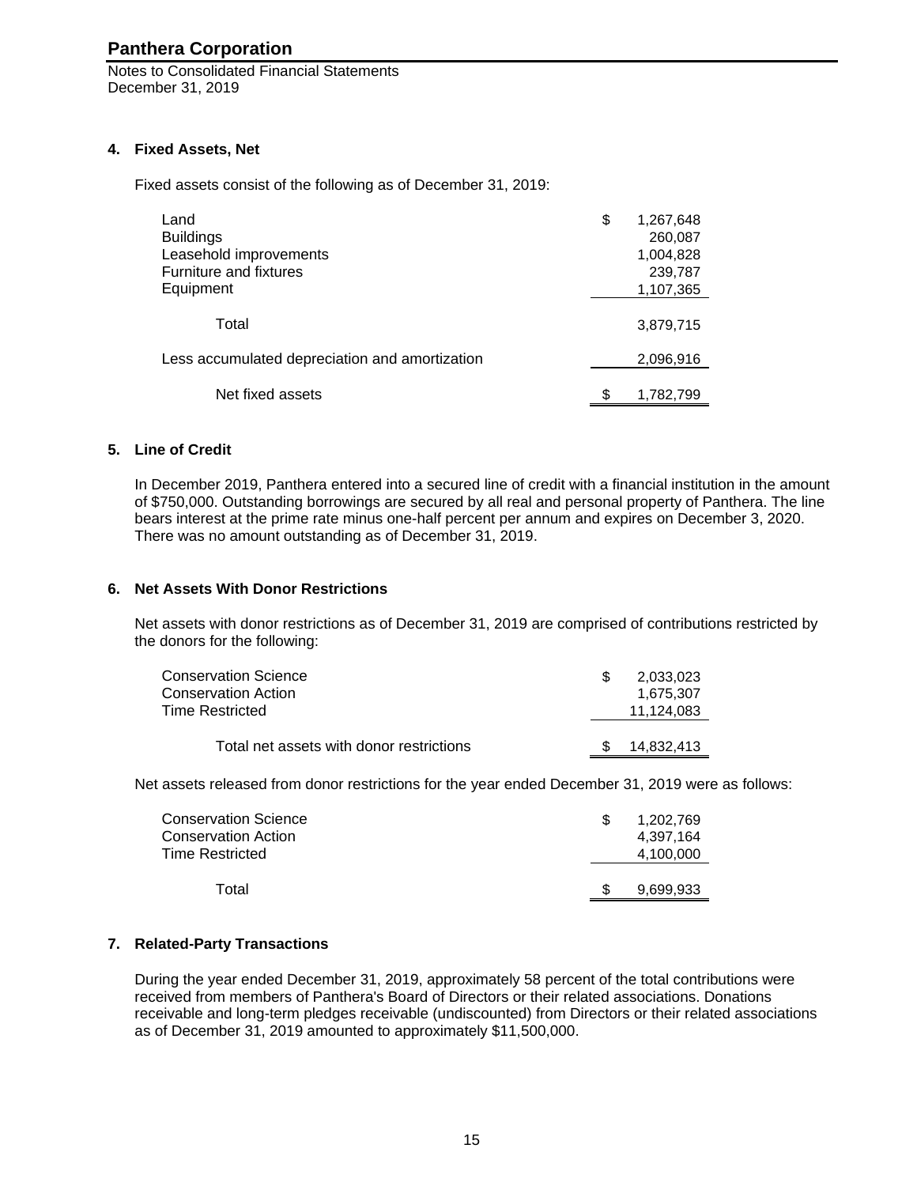# Panthera Corporation

Notes to Consolidated Financial Statements
December 31, 2019

### 4. Fixed Assets, Net

Fixed assets consist of the following as of December 31, 2019:

| | |
|---|---|
| Land | $ 1,267,648 |
| Buildings | 260,087 |
| Leasehold improvements | 1,004,828 |
| Furniture and fixtures | 239,787 |
| Equipment | 1,107,365 |
| Total | 3,879,715 |
| Less accumulated depreciation and amortization | 2,096,916 |
| Net fixed assets | $ 1,782,799 |

### 5. Line of Credit

In December 2019, Panthera entered into a secured line of credit with a financial institution in the amount of $750,000. Outstanding borrowings are secured by all real and personal property of Panthera. The line bears interest at the prime rate minus one-half percent per annum and expires on December 3, 2020. There was no amount outstanding as of December 31, 2019.

### 6. Net Assets With Donor Restrictions

Net assets with donor restrictions as of December 31, 2019 are comprised of contributions restricted by the donors for the following:

| | |
|---|---|
| Conservation Science | $ 2,033,023 |
| Conservation Action | 1,675,307 |
| Time Restricted | 11,124,083 |
| Total net assets with donor restrictions | $ 14,832,413 |

Net assets released from donor restrictions for the year ended December 31, 2019 were as follows:

| | |
|---|---|
| Conservation Science | $ 1,202,769 |
| Conservation Action | 4,397,164 |
| Time Restricted | 4,100,000 |
| Total | $ 9,699,933 |

### 7. Related-Party Transactions

During the year ended December 31, 2019, approximately 58 percent of the total contributions were received from members of Panthera's Board of Directors or their related associations. Donations receivable and long-term pledges receivable (undiscounted) from Directors or their related associations as of December 31, 2019 amounted to approximately $11,500,000.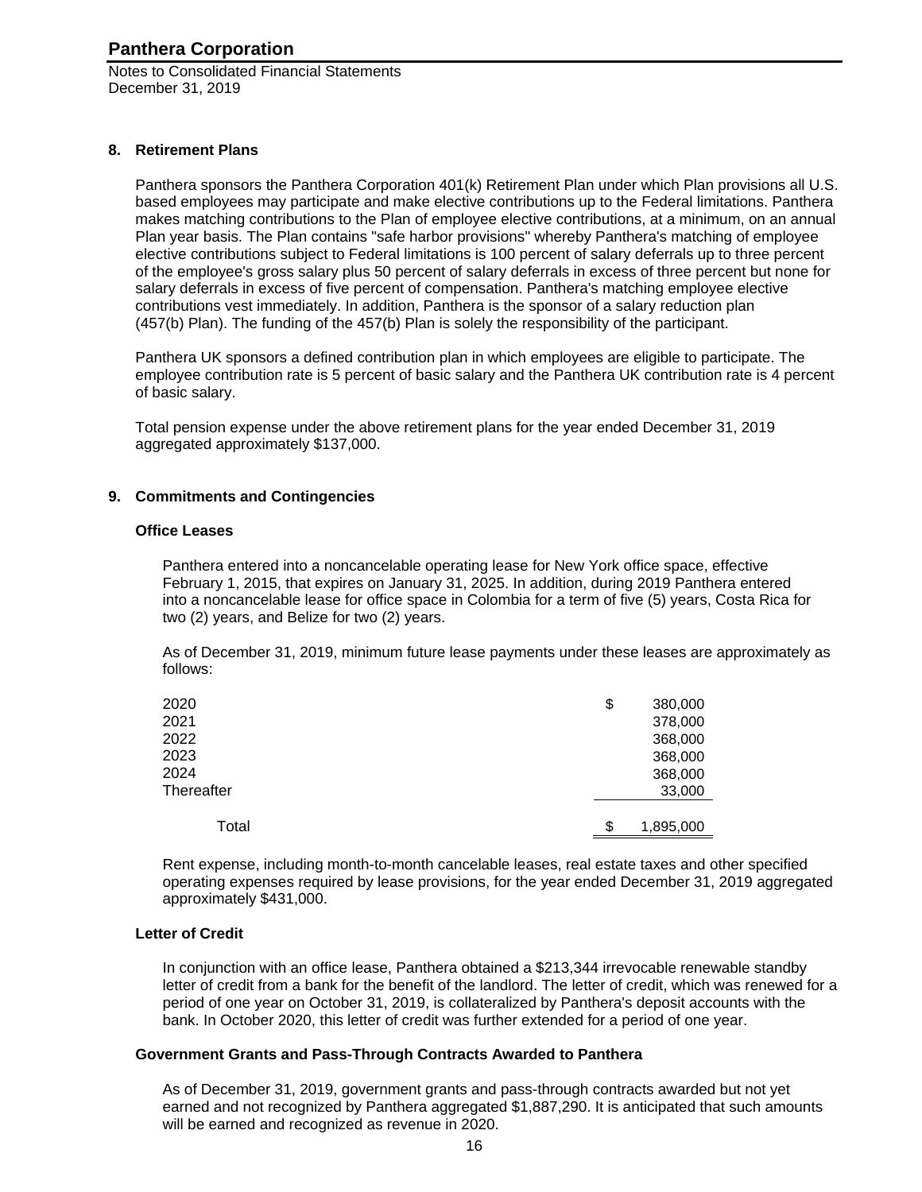## 8. Retirement Plans

Panthera sponsors the Panthera Corporation 401(k) Retirement Plan under which Plan provisions all U.S. based employees may participate and make elective contributions up to the Federal limitations. Panthera makes matching contributions to the Plan of employee elective contributions, at a minimum, on an annual Plan year basis. The Plan contains "safe harbor provisions" whereby Panthera's matching of employee elective contributions subject to Federal limitations is 100 percent of salary deferrals up to three percent of the employee's gross salary plus 50 percent of salary deferrals in excess of three percent but none for salary deferrals in excess of five percent of compensation. Panthera's matching employee elective contributions vest immediately. In addition, Panthera is the sponsor of a salary reduction plan (457(b) Plan). The funding of the 457(b) Plan is solely the responsibility of the participant.

Panthera UK sponsors a defined contribution plan in which employees are eligible to participate. The employee contribution rate is 5 percent of basic salary and the Panthera UK contribution rate is 4 percent of basic salary.

Total pension expense under the above retirement plans for the year ended December 31, 2019 aggregated approximately $137,000.

## 9. Commitments and Contingencies

### Office Leases

Panthera entered into a noncancelable operating lease for New York office space, effective February 1, 2015, that expires on January 31, 2025. In addition, during 2019 Panthera entered into a noncancelable lease for office space in Colombia for a term of five (5) years, Costa Rica for two (2) years, and Belize for two (2) years.

As of December 31, 2019, minimum future lease payments under these leases are approximately as follows:

| | |
|---|---|
| 2020 | $ 380,000 |
| 2021 | 378,000 |
| 2022 | 368,000 |
| 2023 | 368,000 |
| 2024 | 368,000 |
| Thereafter | 33,000 |
| Total | $ 1,895,000 |

Rent expense, including month-to-month cancelable leases, real estate taxes and other specified operating expenses required by lease provisions, for the year ended December 31, 2019 aggregated approximately $431,000.

### Letter of Credit

In conjunction with an office lease, Panthera obtained a $213,344 irrevocable renewable standby letter of credit from a bank for the benefit of the landlord. The letter of credit, which was renewed for a period of one year on October 31, 2019, is collateralized by Panthera's deposit accounts with the bank. In October 2020, this letter of credit was further extended for a period of one year.

### Government Grants and Pass-Through Contracts Awarded to Panthera

As of December 31, 2019, government grants and pass-through contracts awarded but not yet earned and not recognized by Panthera aggregated $1,887,290. It is anticipated that such amounts will be earned and recognized as revenue in 2020.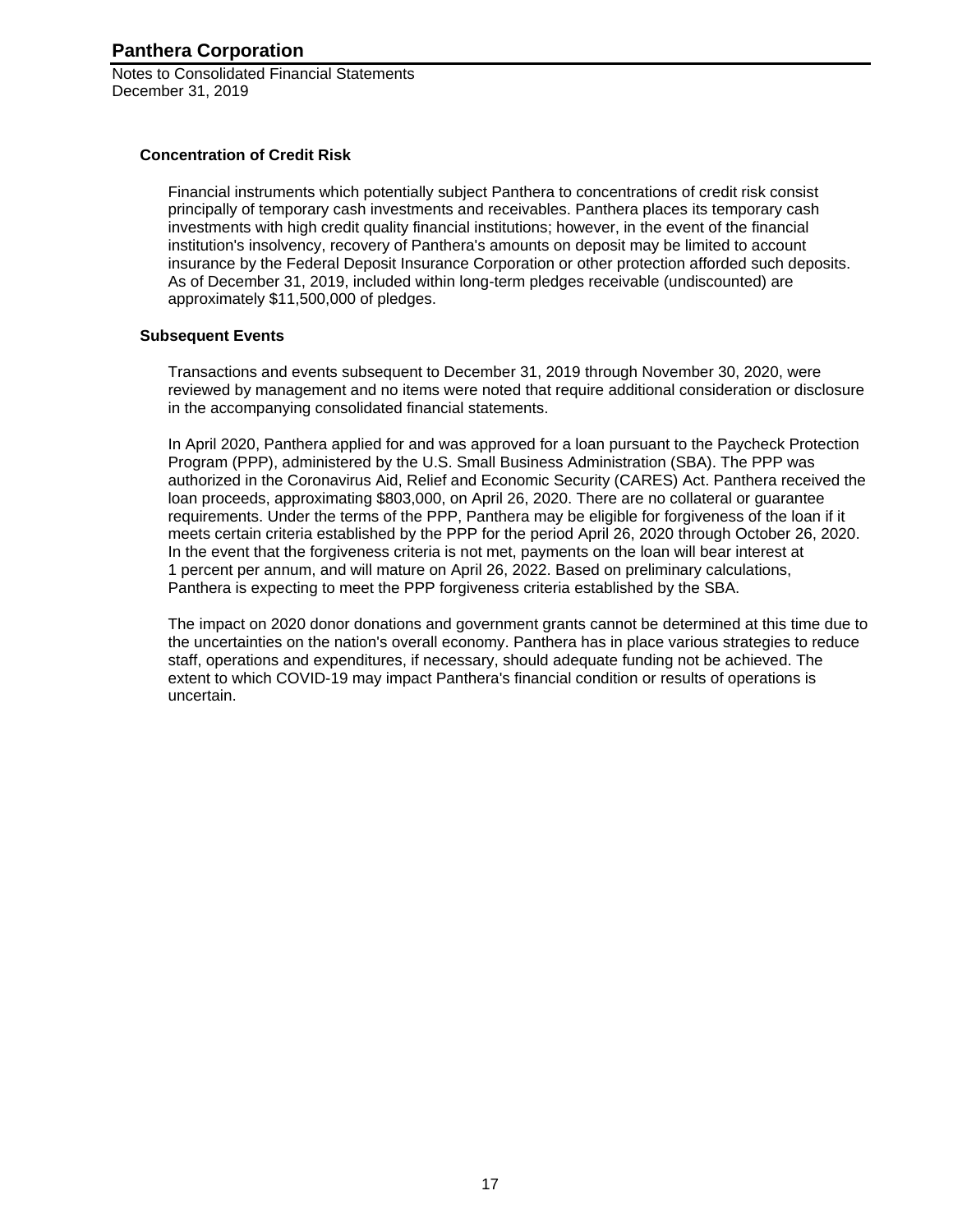### Concentration of Credit Risk

Financial instruments which potentially subject Panthera to concentrations of credit risk consist principally of temporary cash investments and receivables. Panthera places its temporary cash investments with high credit quality financial institutions; however, in the event of the financial institution's insolvency, recovery of Panthera's amounts on deposit may be limited to account insurance by the Federal Deposit Insurance Corporation or other protection afforded such deposits. As of December 31, 2019, included within long-term pledges receivable (undiscounted) are approximately $11,500,000 of pledges.

### Subsequent Events

Transactions and events subsequent to December 31, 2019 through November 30, 2020, were reviewed by management and no items were noted that require additional consideration or disclosure in the accompanying consolidated financial statements.

In April 2020, Panthera applied for and was approved for a loan pursuant to the Paycheck Protection Program (PPP), administered by the U.S. Small Business Administration (SBA). The PPP was authorized in the Coronavirus Aid, Relief and Economic Security (CARES) Act. Panthera received the loan proceeds, approximating $803,000, on April 26, 2020. There are no collateral or guarantee requirements. Under the terms of the PPP, Panthera may be eligible for forgiveness of the loan if it meets certain criteria established by the PPP for the period April 26, 2020 through October 26, 2020. In the event that the forgiveness criteria is not met, payments on the loan will bear interest at 1 percent per annum, and will mature on April 26, 2022. Based on preliminary calculations, Panthera is expecting to meet the PPP forgiveness criteria established by the SBA.

The impact on 2020 donor donations and government grants cannot be determined at this time due to the uncertainties on the nation's overall economy. Panthera has in place various strategies to reduce staff, operations and expenditures, if necessary, should adequate funding not be achieved. The extent to which COVID-19 may impact Panthera's financial condition or results of operations is uncertain.